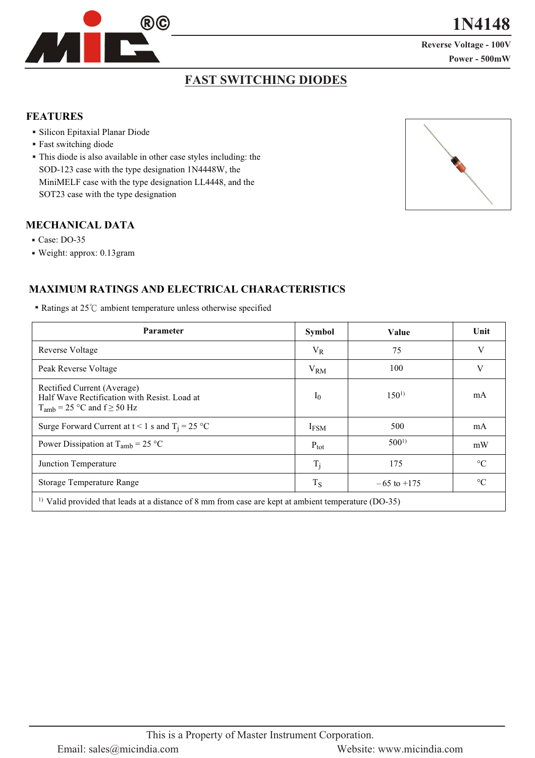# 1N4148

Reverse Voltage - 100V

Power - 500mW

## FAST SWITCHING DIODES

### FEATURES

- Silicon Epitaxial Planar Diode
- Fast switching diode
- This diode is also available in other case styles including: the SOD-123 case with the type designation 1N4448W, the MiniMELF case with the type designation LL4448, and the SOT23 case with the type designation

### MECHANICAL DATA

- Case: DO-35
- Weight: approx: 0.13gram

### MAXIMUM RATINGS AND ELECTRICAL CHARACTERISTICS

- Ratings at 25℃ ambient temperature unless otherwise specified

| Parameter | Symbol | Value | Unit |
|---|---|---|---|
| Reverse Voltage | $V_R$ | 75 | V |
| Peak Reverse Voltage | $V_{RM}$ | 100 | V |
| Rectified Current (Average) Half Wave Rectification with Resist. Load at $T_{amb}$ = 25 °C and f ≥ 50 Hz | $I_0$ | 150[1)] | mA |
| Surge Forward Current at t < 1 s and $T_j$ = 25 °C | $I_{FSM}$ | 500 | mA |
| Power Dissipation at $T_{amb}$ = 25 °C | $P_{tot}$ | 500[1)] | mW |
| Junction Temperature | $T_j$ | 175 | °C |
| Storage Temperature Range | $T_S$ | – 65 to +175 | °C |

[1)] Valid provided that leads at a distance of 8 mm from case are kept at ambient temperature (DO-35)

This is a Property of Master Instrument Corporation.

Email: sales@micindia.com Website: www.micindia.com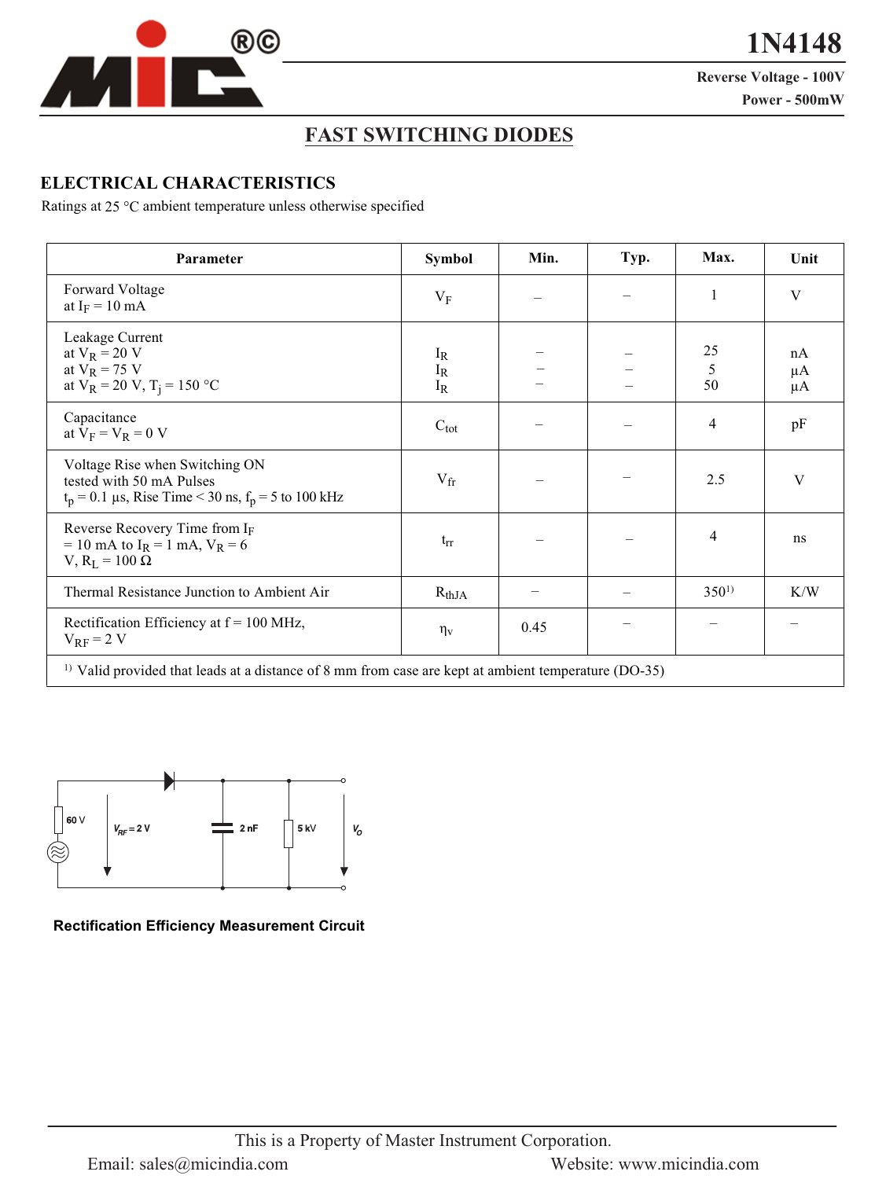# 1N4148

Reverse Voltage - 100V

Power - 500mW

## FAST SWITCHING DIODES

### ELECTRICAL CHARACTERISTICS

Ratings at 25 °C ambient temperature unless otherwise specified

| Parameter | Symbol | Min. | Typ. | Max. | Unit |
|---|---|---|---|---|---|
| Forward Voltage<br>at $I_F$ = 10 mA | $V_F$ | – | – | 1 | V |
| Leakage Current<br>at $V_R$ = 20 V<br>at $V_R$ = 75 V<br>at $V_R$ = 20 V, $T_j$ = 150 °C | $I_R$<br>$I_R$<br>$I_R$ | –<br>–<br>– | –<br>–<br>– | 25<br>5<br>50 | nA<br>µA<br>µA |
| Capacitance<br>at $V_F$ = $V_R$ = 0 V | $C_{tot}$ | – | – | 4 | pF |
| Voltage Rise when Switching ON<br>tested with 50 mA Pulses<br>$t_p$ = 0.1 µs, Rise Time < 30 ns, $f_p$ = 5 to 100 kHz | $V_{fr}$ | – | – | 2.5 | V |
| Reverse Recovery Time from $I_F$ = 10 mA to $I_R$ = 1 mA, $V_R$ = 6 V, $R_L$ = 100 Ω | $t_{rr}$ | – | – | 4 | ns |
| Thermal Resistance Junction to Ambient Air | $R_{thJA}$ | – | – | 350[1)] | K/W |
| Rectification Efficiency at f = 100 MHz, $V_{RF}$ = 2 V | $\eta_v$ | 0.45 | – | – | – |

[1)] Valid provided that leads at a distance of 8 mm from case are kept at ambient temperature (DO-35)

**Rectification Efficiency Measurement Circuit**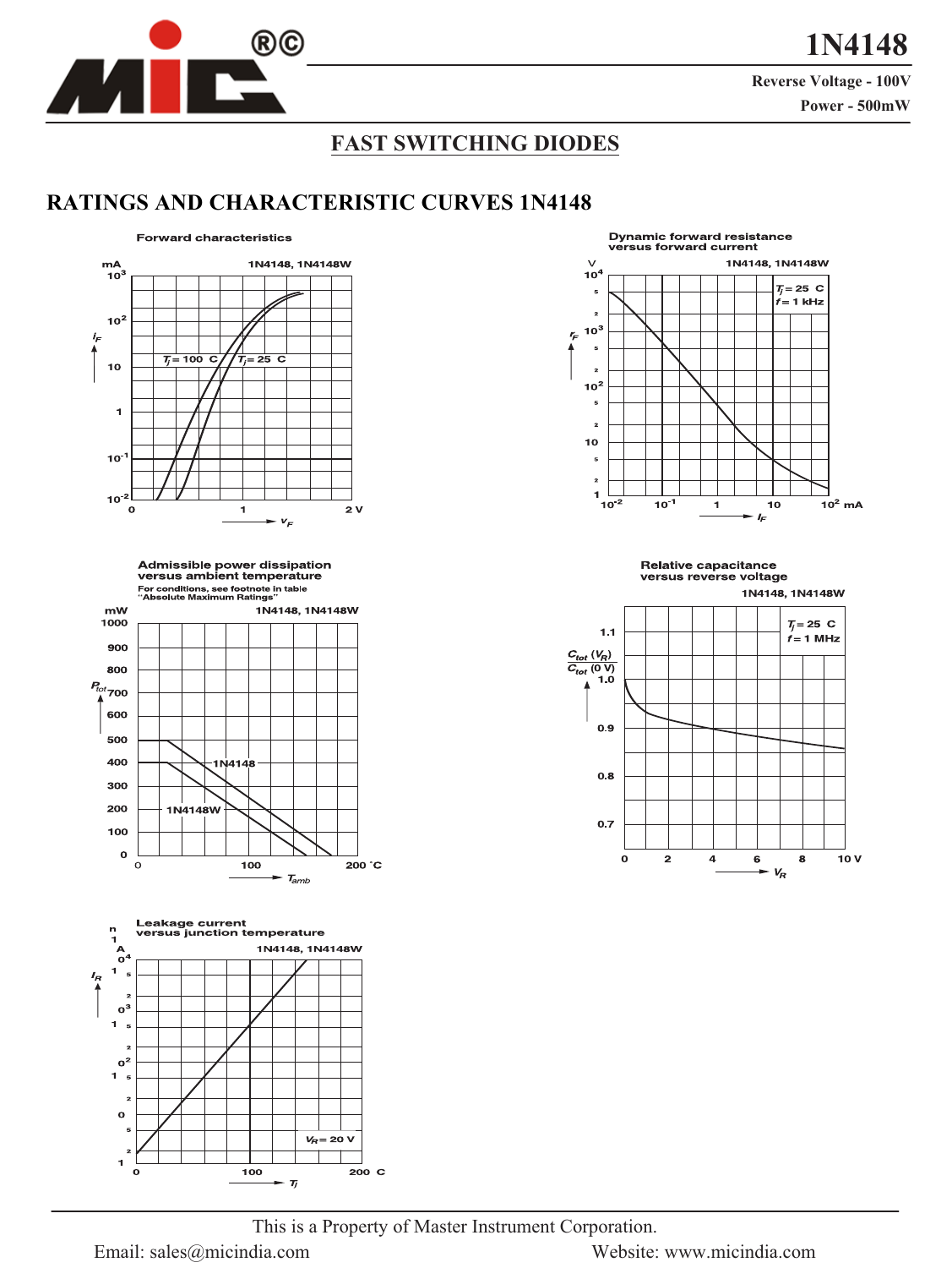# 1N4148

**Reverse Voltage - 100V**
**Power - 500mW**

## FAST SWITCHING DIODES

## RATINGS AND CHARACTERISTIC CURVES 1N4148

Forward characteristics

1N4148, 1N4148W

$T_j = 100$ °C, $T_j = 25$ °C

$I_F$ (mA) vs $V_F$ (V)

Dynamic forward resistance versus forward current

1N4148, 1N4148W

$T_j = 25$ °C, $f = 1$ kHz

$r_F$ (V) vs $I_F$ (mA)

Admissible power dissipation versus ambient temperature

For conditions, see footnote in table "Absolute Maximum Ratings"

1N4148, 1N4148W

$P_{tot}$ (mW) vs $T_{amb}$ (°C)

Relative capacitance versus reverse voltage

1N4148, 1N4148W

$T_j = 25$ °C, $f = 1$ MHz

$\frac{C_{tot}(V_R)}{C_{tot}(0\,V)}$ vs $V_R$ (V)

Leakage current versus junction temperature

1N4148, 1N4148W

$V_R = 20$ V

$I_R$ (nA) vs $T_j$ (°C)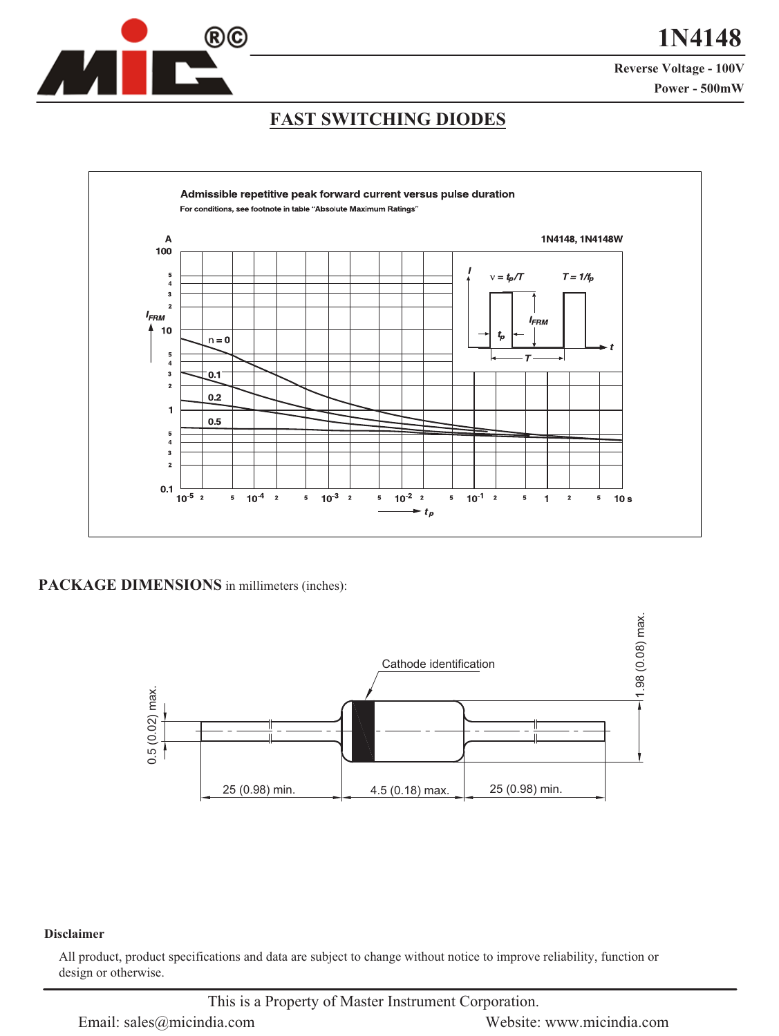# 1N4148

Reverse Voltage - 100V

Power - 500mW

## FAST SWITCHING DIODES

Admissible repetitive peak forward current versus pulse duration

For conditions, see footnote in table "Absolute Maximum Ratings"

A

100

1N4148, 1N4148W

$I_{FRM}$

10

1

0.1

n = 0

0.1

0.2

0.5

$v = t_p/T$

$T = 1/f_p$

$I_{FRM}$

$t_p$

T

t

I

$10^{-5}$ 2 5 $10^{-4}$ 2 5 $10^{-3}$ 2 5 $10^{-2}$ 2 5 $10^{-1}$ 2 5 1 2 5 10 s

$t_p$

**PACKAGE DIMENSIONS** in millimeters (inches):

Cathode identification

1.98 (0.08) max.

0.5 (0.02) max.

25 (0.98) min.

4.5 (0.18) max.

25 (0.98) min.

**Disclaimer**

All product, product specifications and data are subject to change without notice to improve reliability, function or design or otherwise.

This is a Property of Master Instrument Corporation.

Email: sales@micindia.com Website: www.micindia.com